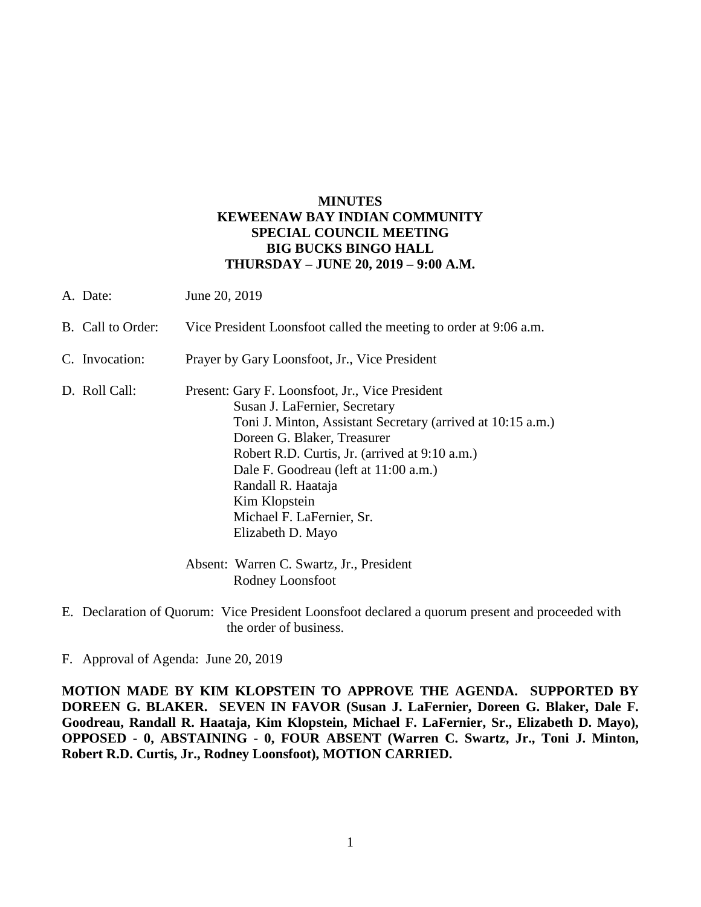**MINUTES**
**KEWEENAW BAY INDIAN COMMUNITY**
**SPECIAL COUNCIL MEETING**
**BIG BUCKS BINGO HALL**
**THURSDAY – JUNE 20, 2019 – 9:00 A.M.**

A. Date: June 20, 2019

B. Call to Order: Vice President Loonsfoot called the meeting to order at 9:06 a.m.

C. Invocation: Prayer by Gary Loonsfoot, Jr., Vice President

D. Roll Call: Present: Gary F. Loonsfoot, Jr., Vice President
Susan J. LaFernier, Secretary
Toni J. Minton, Assistant Secretary (arrived at 10:15 a.m.)
Doreen G. Blaker, Treasurer
Robert R.D. Curtis, Jr. (arrived at 9:10 a.m.)
Dale F. Goodreau (left at 11:00 a.m.)
Randall R. Haataja
Kim Klopstein
Michael F. LaFernier, Sr.
Elizabeth D. Mayo

Absent: Warren C. Swartz, Jr., President
Rodney Loonsfoot

E. Declaration of Quorum: Vice President Loonsfoot declared a quorum present and proceeded with the order of business.

F. Approval of Agenda: June 20, 2019

**MOTION MADE BY KIM KLOPSTEIN TO APPROVE THE AGENDA. SUPPORTED BY DOREEN G. BLAKER. SEVEN IN FAVOR (Susan J. LaFernier, Doreen G. Blaker, Dale F. Goodreau, Randall R. Haataja, Kim Klopstein, Michael F. LaFernier, Sr., Elizabeth D. Mayo), OPPOSED - 0, ABSTAINING - 0, FOUR ABSENT (Warren C. Swartz, Jr., Toni J. Minton, Robert R.D. Curtis, Jr., Rodney Loonsfoot), MOTION CARRIED.**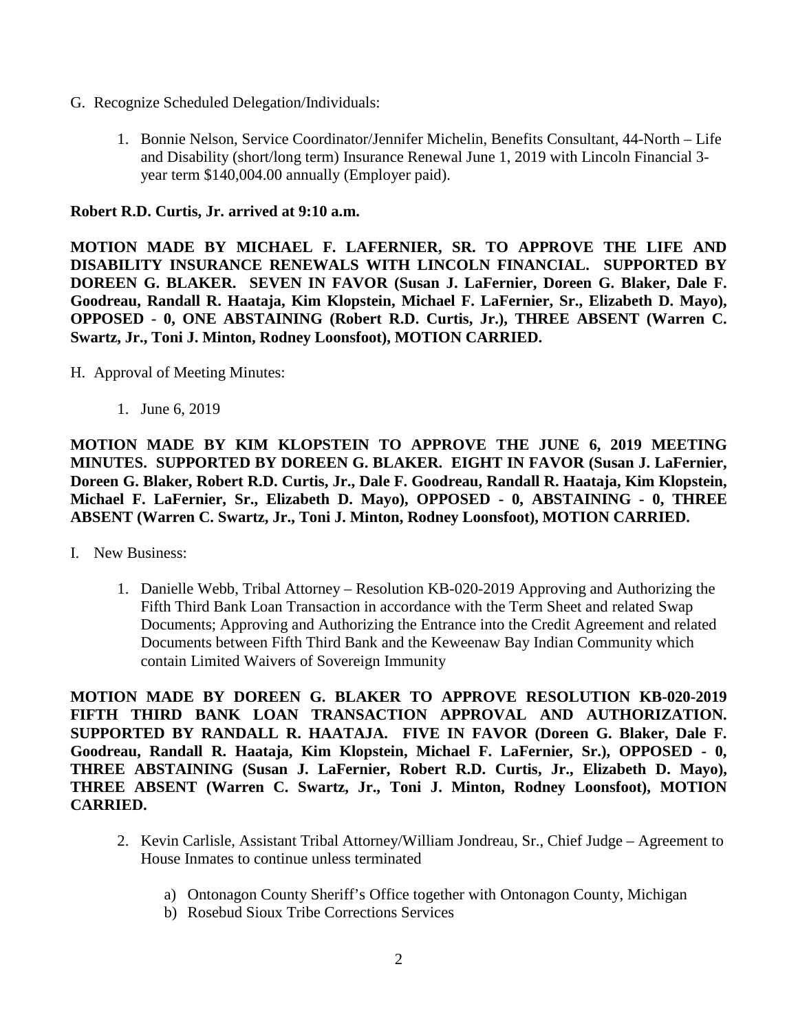G. Recognize Scheduled Delegation/Individuals:

1. Bonnie Nelson, Service Coordinator/Jennifer Michelin, Benefits Consultant, 44-North – Life and Disability (short/long term) Insurance Renewal June 1, 2019 with Lincoln Financial 3-year term $140,004.00 annually (Employer paid).

**Robert R.D. Curtis, Jr. arrived at 9:10 a.m.**

**MOTION MADE BY MICHAEL F. LAFERNIER, SR. TO APPROVE THE LIFE AND DISABILITY INSURANCE RENEWALS WITH LINCOLN FINANCIAL. SUPPORTED BY DOREEN G. BLAKER. SEVEN IN FAVOR (Susan J. LaFernier, Doreen G. Blaker, Dale F. Goodreau, Randall R. Haataja, Kim Klopstein, Michael F. LaFernier, Sr., Elizabeth D. Mayo), OPPOSED - 0, ONE ABSTAINING (Robert R.D. Curtis, Jr.), THREE ABSENT (Warren C. Swartz, Jr., Toni J. Minton, Rodney Loonsfoot), MOTION CARRIED.**

H. Approval of Meeting Minutes:

1. June 6, 2019

**MOTION MADE BY KIM KLOPSTEIN TO APPROVE THE JUNE 6, 2019 MEETING MINUTES. SUPPORTED BY DOREEN G. BLAKER. EIGHT IN FAVOR (Susan J. LaFernier, Doreen G. Blaker, Robert R.D. Curtis, Jr., Dale F. Goodreau, Randall R. Haataja, Kim Klopstein, Michael F. LaFernier, Sr., Elizabeth D. Mayo), OPPOSED - 0, ABSTAINING - 0, THREE ABSENT (Warren C. Swartz, Jr., Toni J. Minton, Rodney Loonsfoot), MOTION CARRIED.**

I. New Business:

1. Danielle Webb, Tribal Attorney – Resolution KB-020-2019 Approving and Authorizing the Fifth Third Bank Loan Transaction in accordance with the Term Sheet and related Swap Documents; Approving and Authorizing the Entrance into the Credit Agreement and related Documents between Fifth Third Bank and the Keweenaw Bay Indian Community which contain Limited Waivers of Sovereign Immunity

**MOTION MADE BY DOREEN G. BLAKER TO APPROVE RESOLUTION KB-020-2019 FIFTH THIRD BANK LOAN TRANSACTION APPROVAL AND AUTHORIZATION. SUPPORTED BY RANDALL R. HAATAJA. FIVE IN FAVOR (Doreen G. Blaker, Dale F. Goodreau, Randall R. Haataja, Kim Klopstein, Michael F. LaFernier, Sr.), OPPOSED - 0, THREE ABSTAINING (Susan J. LaFernier, Robert R.D. Curtis, Jr., Elizabeth D. Mayo), THREE ABSENT (Warren C. Swartz, Jr., Toni J. Minton, Rodney Loonsfoot), MOTION CARRIED.**

2. Kevin Carlisle, Assistant Tribal Attorney/William Jondreau, Sr., Chief Judge – Agreement to House Inmates to continue unless terminated

   a) Ontonagon County Sheriff's Office together with Ontonagon County, Michigan
   b) Rosebud Sioux Tribe Corrections Services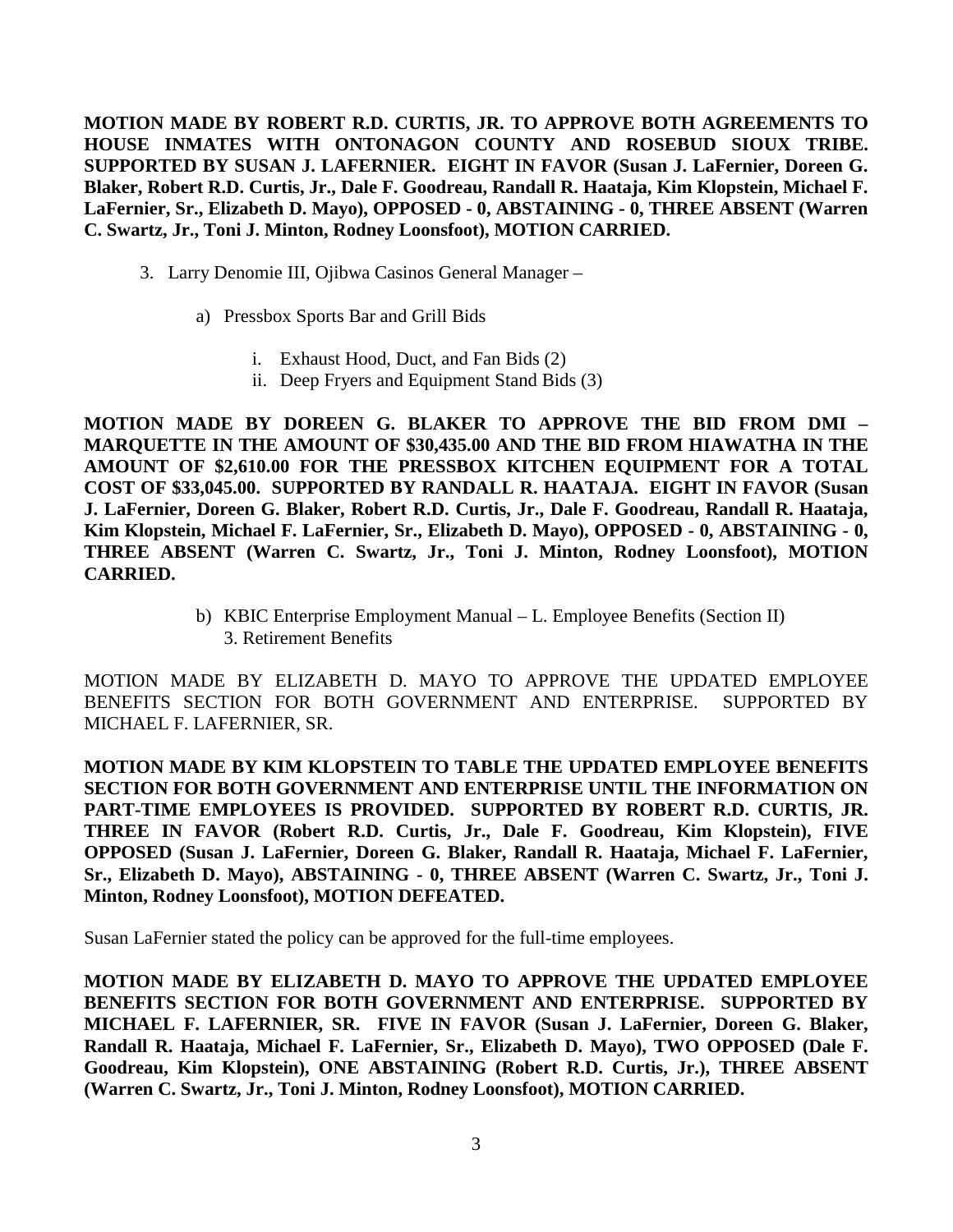**MOTION MADE BY ROBERT R.D. CURTIS, JR. TO APPROVE BOTH AGREEMENTS TO HOUSE INMATES WITH ONTONAGON COUNTY AND ROSEBUD SIOUX TRIBE. SUPPORTED BY SUSAN J. LAFERNIER. EIGHT IN FAVOR (Susan J. LaFernier, Doreen G. Blaker, Robert R.D. Curtis, Jr., Dale F. Goodreau, Randall R. Haataja, Kim Klopstein, Michael F. LaFernier, Sr., Elizabeth D. Mayo), OPPOSED - 0, ABSTAINING - 0, THREE ABSENT (Warren C. Swartz, Jr., Toni J. Minton, Rodney Loonsfoot), MOTION CARRIED.**

3. Larry Denomie III, Ojibwa Casinos General Manager –

    a) Pressbox Sports Bar and Grill Bids

        i. Exhaust Hood, Duct, and Fan Bids (2)
        ii. Deep Fryers and Equipment Stand Bids (3)

**MOTION MADE BY DOREEN G. BLAKER TO APPROVE THE BID FROM DMI – MARQUETTE IN THE AMOUNT OF $30,435.00 AND THE BID FROM HIAWATHA IN THE AMOUNT OF $2,610.00 FOR THE PRESSBOX KITCHEN EQUIPMENT FOR A TOTAL COST OF $33,045.00. SUPPORTED BY RANDALL R. HAATAJA. EIGHT IN FAVOR (Susan J. LaFernier, Doreen G. Blaker, Robert R.D. Curtis, Jr., Dale F. Goodreau, Randall R. Haataja, Kim Klopstein, Michael F. LaFernier, Sr., Elizabeth D. Mayo), OPPOSED - 0, ABSTAINING - 0, THREE ABSENT (Warren C. Swartz, Jr., Toni J. Minton, Rodney Loonsfoot), MOTION CARRIED.**

    b) KBIC Enterprise Employment Manual – L. Employee Benefits (Section II)
       3. Retirement Benefits

MOTION MADE BY ELIZABETH D. MAYO TO APPROVE THE UPDATED EMPLOYEE BENEFITS SECTION FOR BOTH GOVERNMENT AND ENTERPRISE. SUPPORTED BY MICHAEL F. LAFERNIER, SR.

**MOTION MADE BY KIM KLOPSTEIN TO TABLE THE UPDATED EMPLOYEE BENEFITS SECTION FOR BOTH GOVERNMENT AND ENTERPRISE UNTIL THE INFORMATION ON PART-TIME EMPLOYEES IS PROVIDED. SUPPORTED BY ROBERT R.D. CURTIS, JR. THREE IN FAVOR (Robert R.D. Curtis, Jr., Dale F. Goodreau, Kim Klopstein), FIVE OPPOSED (Susan J. LaFernier, Doreen G. Blaker, Randall R. Haataja, Michael F. LaFernier, Sr., Elizabeth D. Mayo), ABSTAINING - 0, THREE ABSENT (Warren C. Swartz, Jr., Toni J. Minton, Rodney Loonsfoot), MOTION DEFEATED.**

Susan LaFernier stated the policy can be approved for the full-time employees.

**MOTION MADE BY ELIZABETH D. MAYO TO APPROVE THE UPDATED EMPLOYEE BENEFITS SECTION FOR BOTH GOVERNMENT AND ENTERPRISE. SUPPORTED BY MICHAEL F. LAFERNIER, SR. FIVE IN FAVOR (Susan J. LaFernier, Doreen G. Blaker, Randall R. Haataja, Michael F. LaFernier, Sr., Elizabeth D. Mayo), TWO OPPOSED (Dale F. Goodreau, Kim Klopstein), ONE ABSTAINING (Robert R.D. Curtis, Jr.), THREE ABSENT (Warren C. Swartz, Jr., Toni J. Minton, Rodney Loonsfoot), MOTION CARRIED.**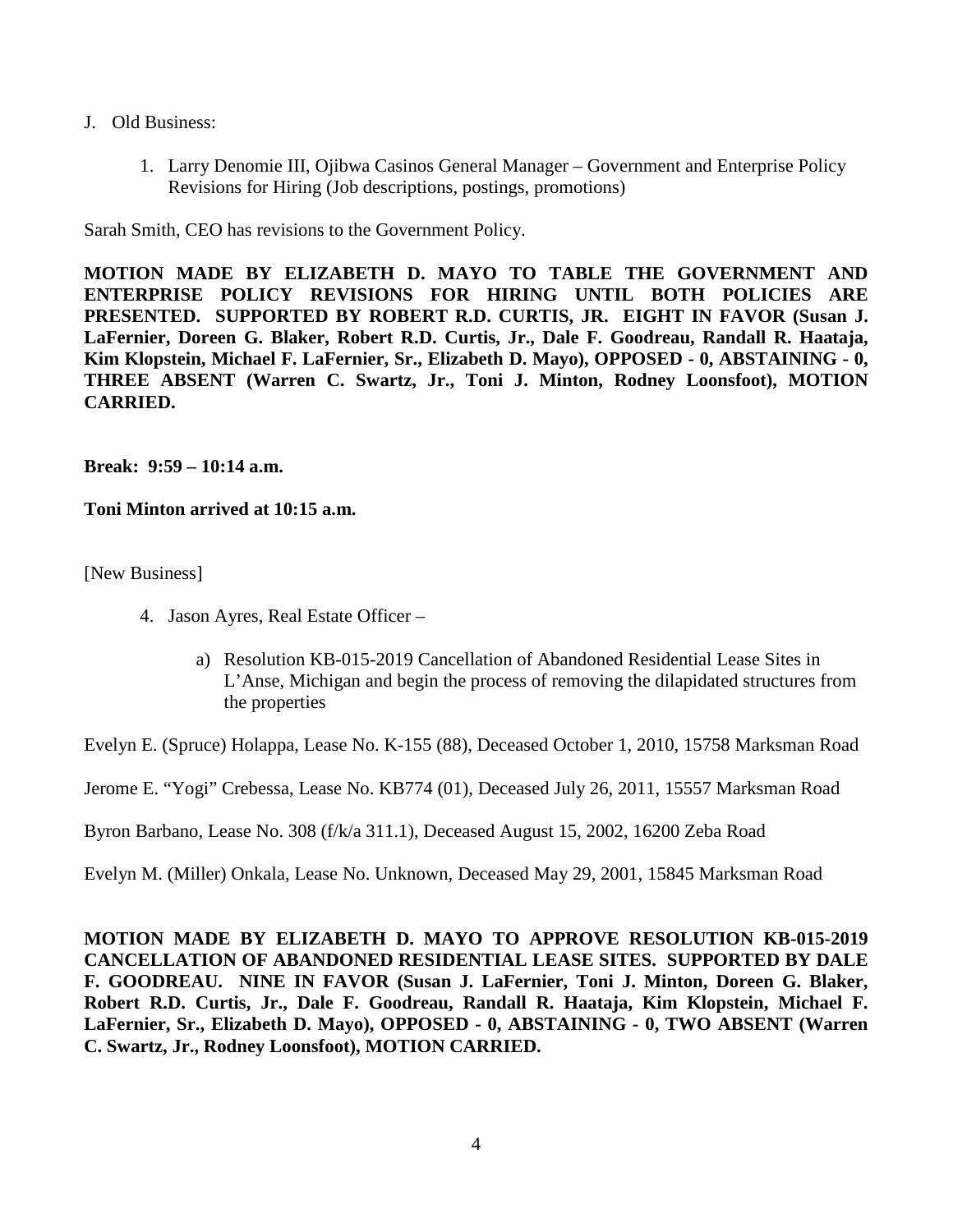J. Old Business:

1. Larry Denomie III, Ojibwa Casinos General Manager – Government and Enterprise Policy Revisions for Hiring (Job descriptions, postings, promotions)

Sarah Smith, CEO has revisions to the Government Policy.

**MOTION MADE BY ELIZABETH D. MAYO TO TABLE THE GOVERNMENT AND ENTERPRISE POLICY REVISIONS FOR HIRING UNTIL BOTH POLICIES ARE PRESENTED. SUPPORTED BY ROBERT R.D. CURTIS, JR. EIGHT IN FAVOR (Susan J. LaFernier, Doreen G. Blaker, Robert R.D. Curtis, Jr., Dale F. Goodreau, Randall R. Haataja, Kim Klopstein, Michael F. LaFernier, Sr., Elizabeth D. Mayo), OPPOSED - 0, ABSTAINING - 0, THREE ABSENT (Warren C. Swartz, Jr., Toni J. Minton, Rodney Loonsfoot), MOTION CARRIED.**

**Break: 9:59 – 10:14 a.m.**

**Toni Minton arrived at 10:15 a.m.**

[New Business]

4. Jason Ayres, Real Estate Officer –

   a) Resolution KB-015-2019 Cancellation of Abandoned Residential Lease Sites in L'Anse, Michigan and begin the process of removing the dilapidated structures from the properties

Evelyn E. (Spruce) Holappa, Lease No. K-155 (88), Deceased October 1, 2010, 15758 Marksman Road

Jerome E. "Yogi" Crebessa, Lease No. KB774 (01), Deceased July 26, 2011, 15557 Marksman Road

Byron Barbano, Lease No. 308 (f/k/a 311.1), Deceased August 15, 2002, 16200 Zeba Road

Evelyn M. (Miller) Onkala, Lease No. Unknown, Deceased May 29, 2001, 15845 Marksman Road

**MOTION MADE BY ELIZABETH D. MAYO TO APPROVE RESOLUTION KB-015-2019 CANCELLATION OF ABANDONED RESIDENTIAL LEASE SITES. SUPPORTED BY DALE F. GOODREAU. NINE IN FAVOR (Susan J. LaFernier, Toni J. Minton, Doreen G. Blaker, Robert R.D. Curtis, Jr., Dale F. Goodreau, Randall R. Haataja, Kim Klopstein, Michael F. LaFernier, Sr., Elizabeth D. Mayo), OPPOSED - 0, ABSTAINING - 0, TWO ABSENT (Warren C. Swartz, Jr., Rodney Loonsfoot), MOTION CARRIED.**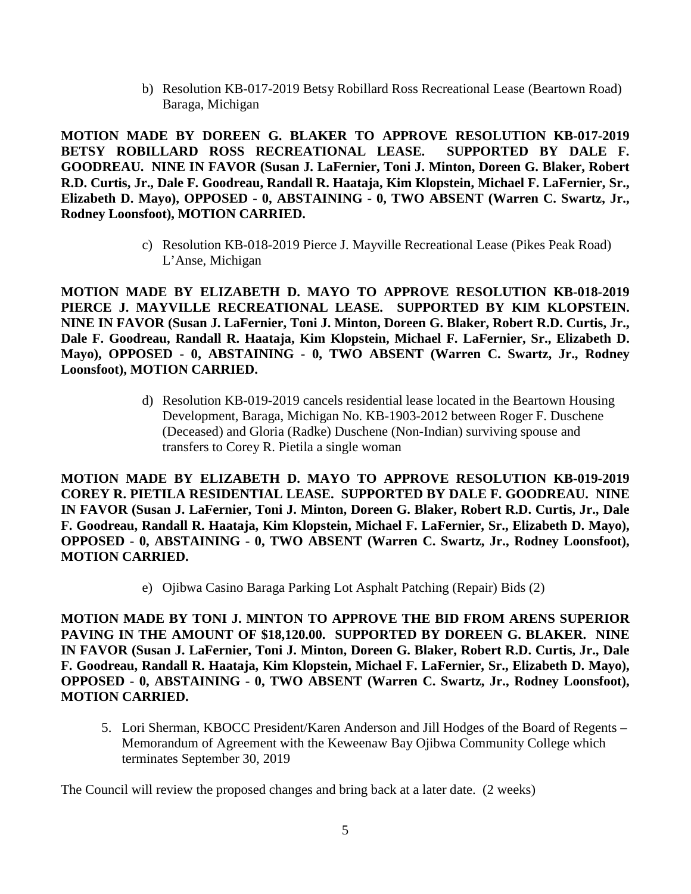b) Resolution KB-017-2019 Betsy Robillard Ross Recreational Lease (Beartown Road) Baraga, Michigan

**MOTION MADE BY DOREEN G. BLAKER TO APPROVE RESOLUTION KB-017-2019 BETSY ROBILLARD ROSS RECREATIONAL LEASE. SUPPORTED BY DALE F. GOODREAU. NINE IN FAVOR (Susan J. LaFernier, Toni J. Minton, Doreen G. Blaker, Robert R.D. Curtis, Jr., Dale F. Goodreau, Randall R. Haataja, Kim Klopstein, Michael F. LaFernier, Sr., Elizabeth D. Mayo), OPPOSED - 0, ABSTAINING - 0, TWO ABSENT (Warren C. Swartz, Jr., Rodney Loonsfoot), MOTION CARRIED.**

c) Resolution KB-018-2019 Pierce J. Mayville Recreational Lease (Pikes Peak Road) L'Anse, Michigan

**MOTION MADE BY ELIZABETH D. MAYO TO APPROVE RESOLUTION KB-018-2019 PIERCE J. MAYVILLE RECREATIONAL LEASE. SUPPORTED BY KIM KLOPSTEIN. NINE IN FAVOR (Susan J. LaFernier, Toni J. Minton, Doreen G. Blaker, Robert R.D. Curtis, Jr., Dale F. Goodreau, Randall R. Haataja, Kim Klopstein, Michael F. LaFernier, Sr., Elizabeth D. Mayo), OPPOSED - 0, ABSTAINING - 0, TWO ABSENT (Warren C. Swartz, Jr., Rodney Loonsfoot), MOTION CARRIED.**

d) Resolution KB-019-2019 cancels residential lease located in the Beartown Housing Development, Baraga, Michigan No. KB-1903-2012 between Roger F. Duschene (Deceased) and Gloria (Radke) Duschene (Non-Indian) surviving spouse and transfers to Corey R. Pietila a single woman

**MOTION MADE BY ELIZABETH D. MAYO TO APPROVE RESOLUTION KB-019-2019 COREY R. PIETILA RESIDENTIAL LEASE. SUPPORTED BY DALE F. GOODREAU. NINE IN FAVOR (Susan J. LaFernier, Toni J. Minton, Doreen G. Blaker, Robert R.D. Curtis, Jr., Dale F. Goodreau, Randall R. Haataja, Kim Klopstein, Michael F. LaFernier, Sr., Elizabeth D. Mayo), OPPOSED - 0, ABSTAINING - 0, TWO ABSENT (Warren C. Swartz, Jr., Rodney Loonsfoot), MOTION CARRIED.**

e) Ojibwa Casino Baraga Parking Lot Asphalt Patching (Repair) Bids (2)

**MOTION MADE BY TONI J. MINTON TO APPROVE THE BID FROM ARENS SUPERIOR PAVING IN THE AMOUNT OF $18,120.00. SUPPORTED BY DOREEN G. BLAKER. NINE IN FAVOR (Susan J. LaFernier, Toni J. Minton, Doreen G. Blaker, Robert R.D. Curtis, Jr., Dale F. Goodreau, Randall R. Haataja, Kim Klopstein, Michael F. LaFernier, Sr., Elizabeth D. Mayo), OPPOSED - 0, ABSTAINING - 0, TWO ABSENT (Warren C. Swartz, Jr., Rodney Loonsfoot), MOTION CARRIED.**

5. Lori Sherman, KBOCC President/Karen Anderson and Jill Hodges of the Board of Regents – Memorandum of Agreement with the Keweenaw Bay Ojibwa Community College which terminates September 30, 2019

The Council will review the proposed changes and bring back at a later date. (2 weeks)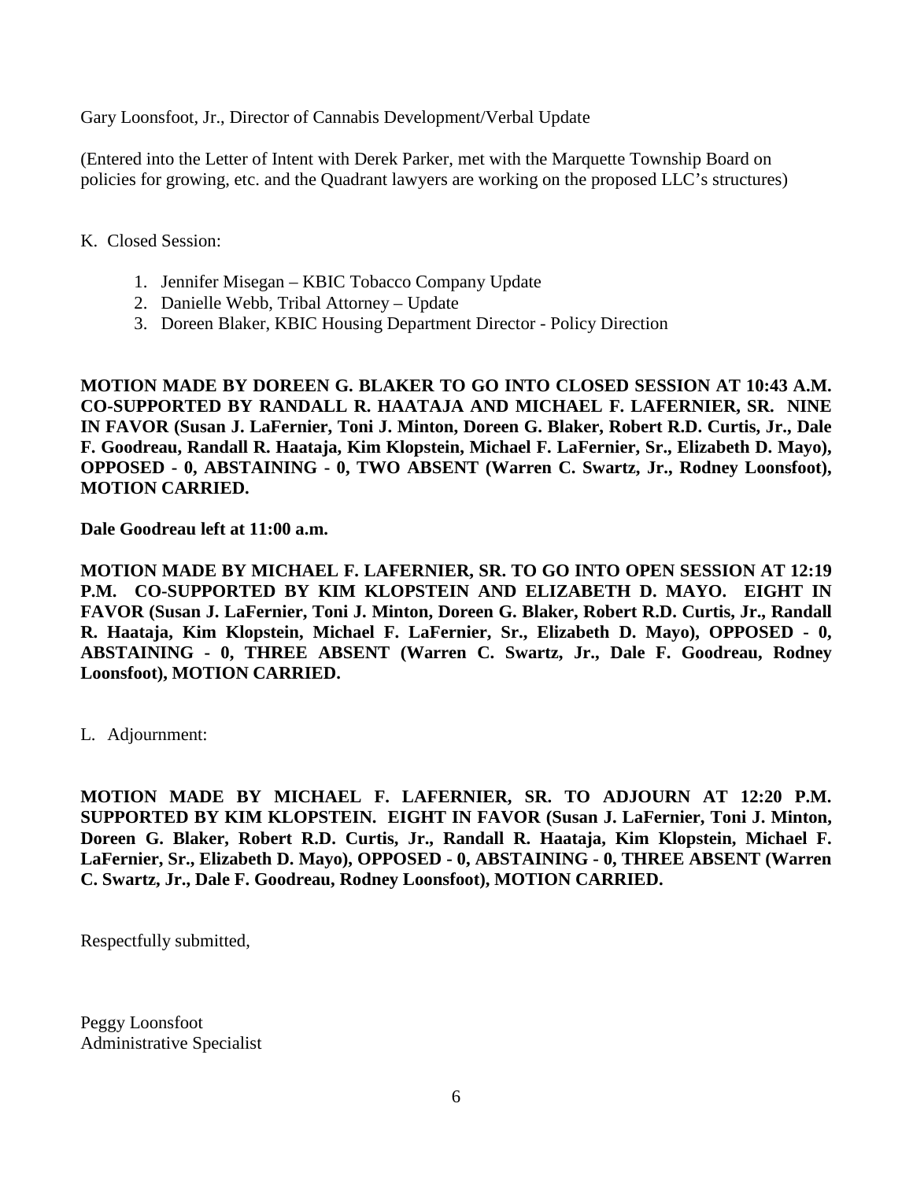Gary Loonsfoot, Jr., Director of Cannabis Development/Verbal Update

(Entered into the Letter of Intent with Derek Parker, met with the Marquette Township Board on policies for growing, etc. and the Quadrant lawyers are working on the proposed LLC's structures)

K. Closed Session:

1. Jennifer Misegan – KBIC Tobacco Company Update
2. Danielle Webb, Tribal Attorney – Update
3. Doreen Blaker, KBIC Housing Department Director - Policy Direction

**MOTION MADE BY DOREEN G. BLAKER TO GO INTO CLOSED SESSION AT 10:43 A.M. CO-SUPPORTED BY RANDALL R. HAATAJA AND MICHAEL F. LAFERNIER, SR. NINE IN FAVOR (Susan J. LaFernier, Toni J. Minton, Doreen G. Blaker, Robert R.D. Curtis, Jr., Dale F. Goodreau, Randall R. Haataja, Kim Klopstein, Michael F. LaFernier, Sr., Elizabeth D. Mayo), OPPOSED - 0, ABSTAINING - 0, TWO ABSENT (Warren C. Swartz, Jr., Rodney Loonsfoot), MOTION CARRIED.**

**Dale Goodreau left at 11:00 a.m.**

**MOTION MADE BY MICHAEL F. LAFERNIER, SR. TO GO INTO OPEN SESSION AT 12:19 P.M. CO-SUPPORTED BY KIM KLOPSTEIN AND ELIZABETH D. MAYO. EIGHT IN FAVOR (Susan J. LaFernier, Toni J. Minton, Doreen G. Blaker, Robert R.D. Curtis, Jr., Randall R. Haataja, Kim Klopstein, Michael F. LaFernier, Sr., Elizabeth D. Mayo), OPPOSED - 0, ABSTAINING - 0, THREE ABSENT (Warren C. Swartz, Jr., Dale F. Goodreau, Rodney Loonsfoot), MOTION CARRIED.**

L. Adjournment:

**MOTION MADE BY MICHAEL F. LAFERNIER, SR. TO ADJOURN AT 12:20 P.M. SUPPORTED BY KIM KLOPSTEIN. EIGHT IN FAVOR (Susan J. LaFernier, Toni J. Minton, Doreen G. Blaker, Robert R.D. Curtis, Jr., Randall R. Haataja, Kim Klopstein, Michael F. LaFernier, Sr., Elizabeth D. Mayo), OPPOSED - 0, ABSTAINING - 0, THREE ABSENT (Warren C. Swartz, Jr., Dale F. Goodreau, Rodney Loonsfoot), MOTION CARRIED.**

Respectfully submitted,

Peggy Loonsfoot
Administrative Specialist